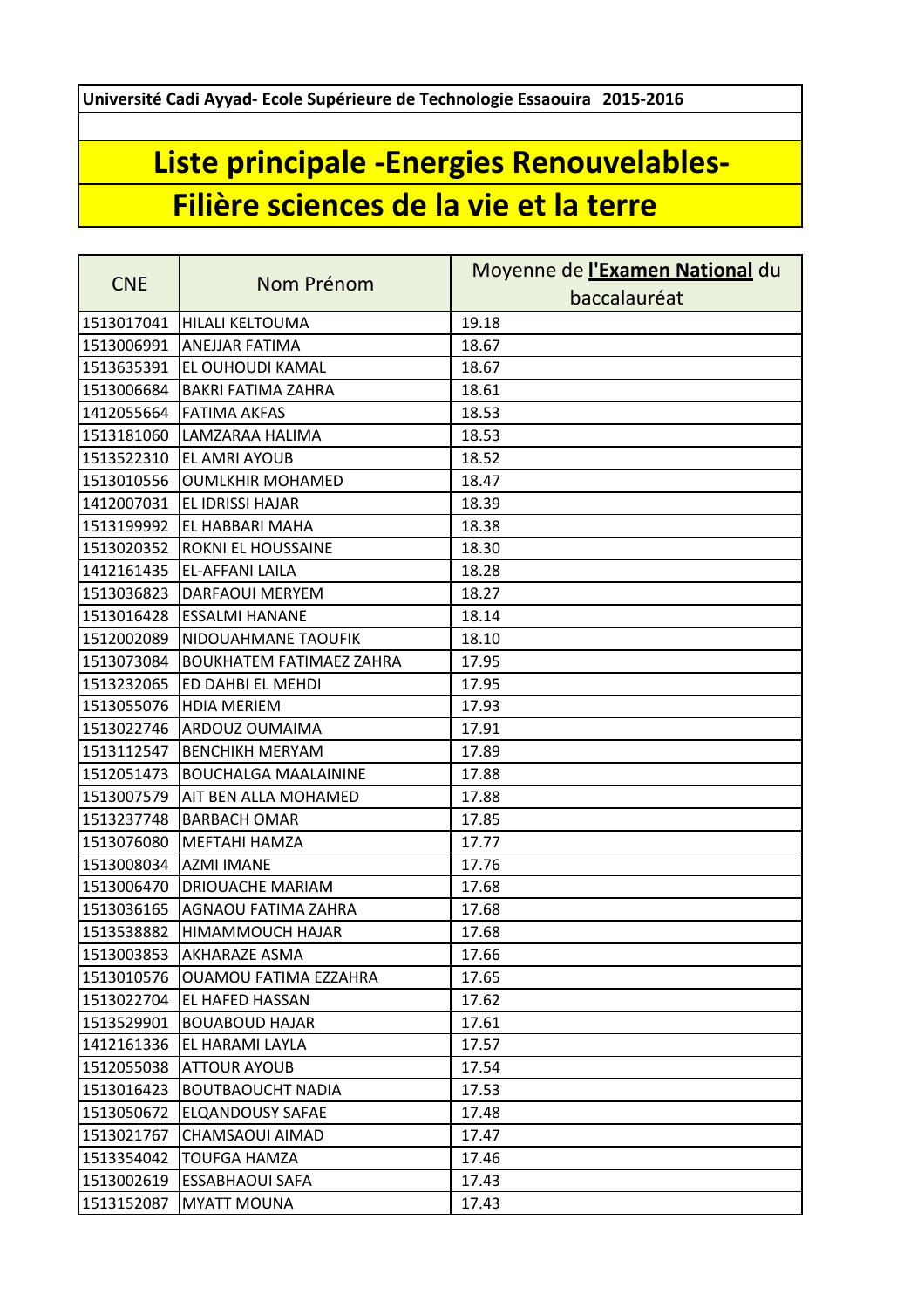Université Cadi Ayyad- Ecole Supérieure de Technologie Essaouira 2015-2016

# Liste principale -Energies Renouvelables-

# Filière sciences de la vie et la terre

| CNE | Nom Prénom | Moyenne de **l'Examen National** du baccalauréat |
|---|---|---|
| 1513017041 | HILALI KELTOUMA | 19.18 |
| 1513006991 | ANEJJAR FATIMA | 18.67 |
| 1513635391 | EL OUHOUDI KAMAL | 18.67 |
| 1513006684 | BAKRI FATIMA ZAHRA | 18.61 |
| 1412055664 | FATIMA AKFAS | 18.53 |
| 1513181060 | LAMZARAA HALIMA | 18.53 |
| 1513522310 | EL AMRI AYOUB | 18.52 |
| 1513010556 | OUMLKHIR MOHAMED | 18.47 |
| 1412007031 | EL IDRISSI HAJAR | 18.39 |
| 1513199992 | EL HABBARI MAHA | 18.38 |
| 1513020352 | ROKNI EL HOUSSAINE | 18.30 |
| 1412161435 | EL-AFFANI LAILA | 18.28 |
| 1513036823 | DARFAOUI MERYEM | 18.27 |
| 1513016428 | ESSALMI HANANE | 18.14 |
| 1512002089 | NIDOUAHMANE TAOUFIK | 18.10 |
| 1513073084 | BOUKHATEM FATIMAEZ ZAHRA | 17.95 |
| 1513232065 | ED DAHBI EL MEHDI | 17.95 |
| 1513055076 | HDIA MERIEM | 17.93 |
| 1513022746 | ARDOUZ OUMAIMA | 17.91 |
| 1513112547 | BENCHIKH MERYAM | 17.89 |
| 1512051473 | BOUCHALGA MAALAININE | 17.88 |
| 1513007579 | AIT BEN ALLA MOHAMED | 17.88 |
| 1513237748 | BARBACH OMAR | 17.85 |
| 1513076080 | MEFTAHI HAMZA | 17.77 |
| 1513008034 | AZMI IMANE | 17.76 |
| 1513006470 | DRIOUACHE MARIAM | 17.68 |
| 1513036165 | AGNAOU FATIMA ZAHRA | 17.68 |
| 1513538882 | HIMAMMOUCH HAJAR | 17.68 |
| 1513003853 | AKHARAZE ASMA | 17.66 |
| 1513010576 | OUAMOU FATIMA EZZAHRA | 17.65 |
| 1513022704 | EL HAFED HASSAN | 17.62 |
| 1513529901 | BOUABOUD HAJAR | 17.61 |
| 1412161336 | EL HARAMI LAYLA | 17.57 |
| 1512055038 | ATTOUR AYOUB | 17.54 |
| 1513016423 | BOUTBAOUCHT NADIA | 17.53 |
| 1513050672 | ELQANDOUSY SAFAE | 17.48 |
| 1513021767 | CHAMSAOUI AIMAD | 17.47 |
| 1513354042 | TOUFGA HAMZA | 17.46 |
| 1513002619 | ESSABHAOUI SAFA | 17.43 |
| 1513152087 | MYATT MOUNA | 17.43 |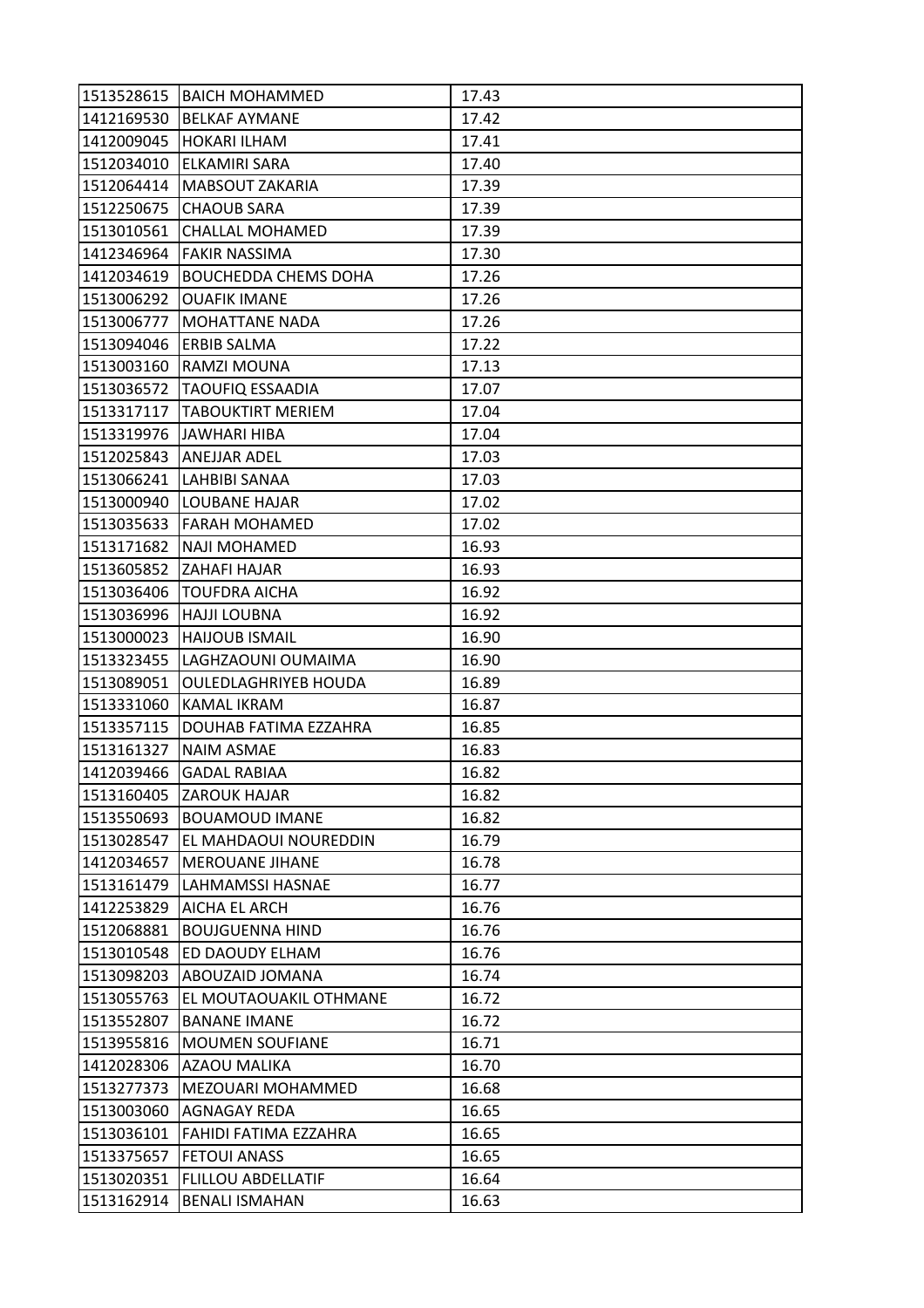| | | |
|---|---|---|
| 1513528615 | BAICH MOHAMMED | 17.43 |
| 1412169530 | BELKAF AYMANE | 17.42 |
| 1412009045 | HOKARI ILHAM | 17.41 |
| 1512034010 | ELKAMIRI SARA | 17.40 |
| 1512064414 | MABSOUT ZAKARIA | 17.39 |
| 1512250675 | CHAOUB SARA | 17.39 |
| 1513010561 | CHALLAL MOHAMED | 17.39 |
| 1412346964 | FAKIR NASSIMA | 17.30 |
| 1412034619 | BOUCHEDDA CHEMS DOHA | 17.26 |
| 1513006292 | OUAFIK IMANE | 17.26 |
| 1513006777 | MOHATTANE NADA | 17.26 |
| 1513094046 | ERBIB SALMA | 17.22 |
| 1513003160 | RAMZI MOUNA | 17.13 |
| 1513036572 | TAOUFIQ ESSAADIA | 17.07 |
| 1513317117 | TABOUKTIRT MERIEM | 17.04 |
| 1513319976 | JAWHARI HIBA | 17.04 |
| 1512025843 | ANEJJAR ADEL | 17.03 |
| 1513066241 | LAHBIBI SANAA | 17.03 |
| 1513000940 | LOUBANE HAJAR | 17.02 |
| 1513035633 | FARAH MOHAMED | 17.02 |
| 1513171682 | NAJI MOHAMED | 16.93 |
| 1513605852 | ZAHAFI HAJAR | 16.93 |
| 1513036406 | TOUFDRA AICHA | 16.92 |
| 1513036996 | HAJJI LOUBNA | 16.92 |
| 1513000023 | HAIJOUB ISMAIL | 16.90 |
| 1513323455 | LAGHZAOUNI OUMAIMA | 16.90 |
| 1513089051 | OULEDLAGHRIYEB HOUDA | 16.89 |
| 1513331060 | KAMAL IKRAM | 16.87 |
| 1513357115 | DOUHAB FATIMA EZZAHRA | 16.85 |
| 1513161327 | NAIM ASMAE | 16.83 |
| 1412039466 | GADAL RABIAA | 16.82 |
| 1513160405 | ZAROUK HAJAR | 16.82 |
| 1513550693 | BOUAMOUD IMANE | 16.82 |
| 1513028547 | EL MAHDAOUI NOUREDDIN | 16.79 |
| 1412034657 | MEROUANE JIHANE | 16.78 |
| 1513161479 | LAHMAMSSI HASNAE | 16.77 |
| 1412253829 | AICHA EL ARCH | 16.76 |
| 1512068881 | BOUJGUENNA HIND | 16.76 |
| 1513010548 | ED DAOUDY ELHAM | 16.76 |
| 1513098203 | ABOUZAID JOMANA | 16.74 |
| 1513055763 | EL MOUTAOUAKIL OTHMANE | 16.72 |
| 1513552807 | BANANE IMANE | 16.72 |
| 1513955816 | MOUMEN SOUFIANE | 16.71 |
| 1412028306 | AZAOU MALIKA | 16.70 |
| 1513277373 | MEZOUARI MOHAMMED | 16.68 |
| 1513003060 | AGNAGAY REDA | 16.65 |
| 1513036101 | FAHIDI FATIMA EZZAHRA | 16.65 |
| 1513375657 | FETOUI ANASS | 16.65 |
| 1513020351 | FLILLOU ABDELLATIF | 16.64 |
| 1513162914 | BENALI ISMAHAN | 16.63 |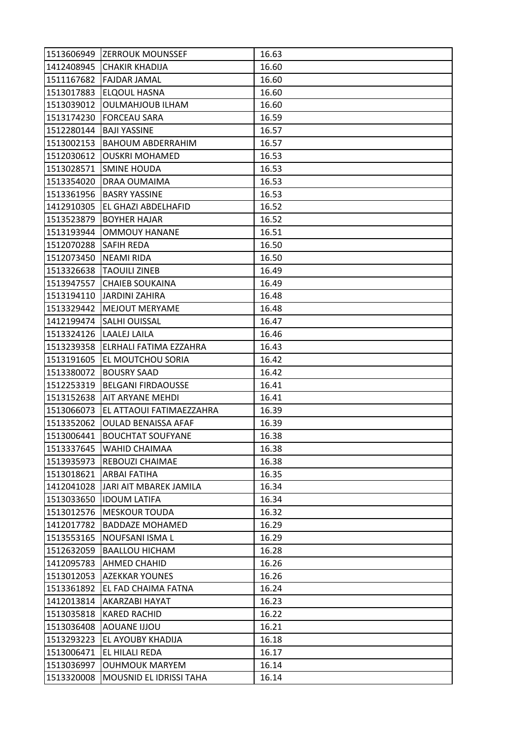| | | |
|---|---|---|
| 1513606949 | ZERROUK MOUNSSEF | 16.63 |
| 1412408945 | CHAKIR KHADIJA | 16.60 |
| 1511167682 | FAJDAR JAMAL | 16.60 |
| 1513017883 | ELQOUL HASNA | 16.60 |
| 1513039012 | OULMAHJOUB ILHAM | 16.60 |
| 1513174230 | FORCEAU SARA | 16.59 |
| 1512280144 | BAJI YASSINE | 16.57 |
| 1513002153 | BAHOUM ABDERRAHIM | 16.57 |
| 1512030612 | OUSKRI MOHAMED | 16.53 |
| 1513028571 | SMINE HOUDA | 16.53 |
| 1513354020 | DRAA OUMAIMA | 16.53 |
| 1513361956 | BASRY YASSINE | 16.53 |
| 1412910305 | EL GHAZI ABDELHAFID | 16.52 |
| 1513523879 | BOYHER HAJAR | 16.52 |
| 1513193944 | OMMOUY HANANE | 16.51 |
| 1512070288 | SAFIH REDA | 16.50 |
| 1512073450 | NEAMI RIDA | 16.50 |
| 1513326638 | TAOUILI ZINEB | 16.49 |
| 1513947557 | CHAIEB SOUKAINA | 16.49 |
| 1513194110 | JARDINI ZAHIRA | 16.48 |
| 1513329442 | MEJOUT MERYAME | 16.48 |
| 1412199474 | SALHI OUISSAL | 16.47 |
| 1513324126 | LAALEJ LAILA | 16.46 |
| 1513239358 | ELRHALI FATIMA EZZAHRA | 16.43 |
| 1513191605 | EL MOUTCHOU SORIA | 16.42 |
| 1513380072 | BOUSRY SAAD | 16.42 |
| 1512253319 | BELGANI FIRDAOUSSE | 16.41 |
| 1513152638 | AIT ARYANE MEHDI | 16.41 |
| 1513066073 | EL ATTAOUI FATIMAEZZAHRA | 16.39 |
| 1513352062 | OULAD BENAISSA AFAF | 16.39 |
| 1513006441 | BOUCHTAT SOUFYANE | 16.38 |
| 1513337645 | WAHID CHAIMAA | 16.38 |
| 1513935973 | REBOUZI CHAIMAE | 16.38 |
| 1513018621 | ARBAI FATIHA | 16.35 |
| 1412041028 | JARI AIT MBAREK JAMILA | 16.34 |
| 1513033650 | IDOUM LATIFA | 16.34 |
| 1513012576 | MESKOUR TOUDA | 16.32 |
| 1412017782 | BADDAZE MOHAMED | 16.29 |
| 1513553165 | NOUFSANI ISMA L | 16.29 |
| 1512632059 | BAALLOU HICHAM | 16.28 |
| 1412095783 | AHMED CHAHID | 16.26 |
| 1513012053 | AZEKKAR YOUNES | 16.26 |
| 1513361892 | EL FAD CHAIMA FATNA | 16.24 |
| 1412013814 | AKARZABI HAYAT | 16.23 |
| 1513035818 | KARED RACHID | 16.22 |
| 1513036408 | AOUANE IJJOU | 16.21 |
| 1513293223 | EL AYOUBY KHADIJA | 16.18 |
| 1513006471 | EL HILALI REDA | 16.17 |
| 1513036997 | OUHMOUK MARYEM | 16.14 |
| 1513320008 | MOUSNID EL IDRISSI TAHA | 16.14 |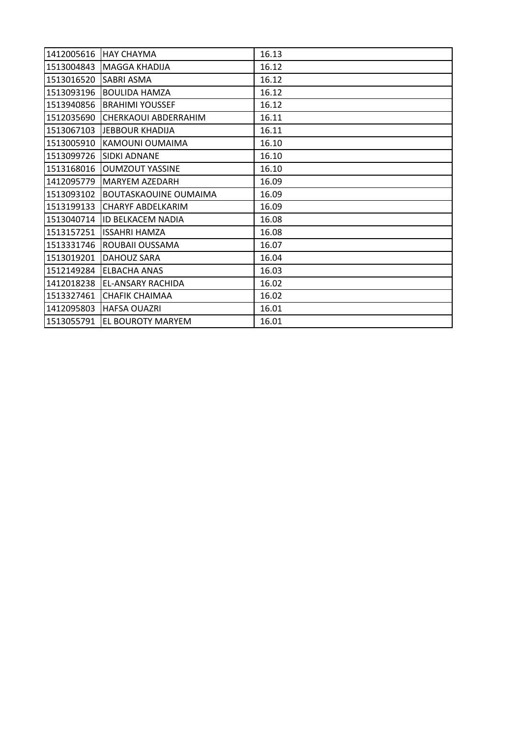| | | |
|---|---|---|
| 1412005616 | HAY CHAYMA | 16.13 |
| 1513004843 | MAGGA KHADIJA | 16.12 |
| 1513016520 | SABRI ASMA | 16.12 |
| 1513093196 | BOULIDA HAMZA | 16.12 |
| 1513940856 | BRAHIMI YOUSSEF | 16.12 |
| 1512035690 | CHERKAOUI ABDERRAHIM | 16.11 |
| 1513067103 | JEBBOUR KHADIJA | 16.11 |
| 1513005910 | KAMOUNI OUMAIMA | 16.10 |
| 1513099726 | SIDKI ADNANE | 16.10 |
| 1513168016 | OUMZOUT YASSINE | 16.10 |
| 1412095779 | MARYEM AZEDARH | 16.09 |
| 1513093102 | BOUTASKAOUINE OUMAIMA | 16.09 |
| 1513199133 | CHARYF ABDELKARIM | 16.09 |
| 1513040714 | ID BELKACEM NADIA | 16.08 |
| 1513157251 | ISSAHRI HAMZA | 16.08 |
| 1513331746 | ROUBAII OUSSAMA | 16.07 |
| 1513019201 | DAHOUZ SARA | 16.04 |
| 1512149284 | ELBACHA ANAS | 16.03 |
| 1412018238 | EL-ANSARY RACHIDA | 16.02 |
| 1513327461 | CHAFIK CHAIMAA | 16.02 |
| 1412095803 | HAFSA OUAZRI | 16.01 |
| 1513055791 | EL BOUROTY MARYEM | 16.01 |